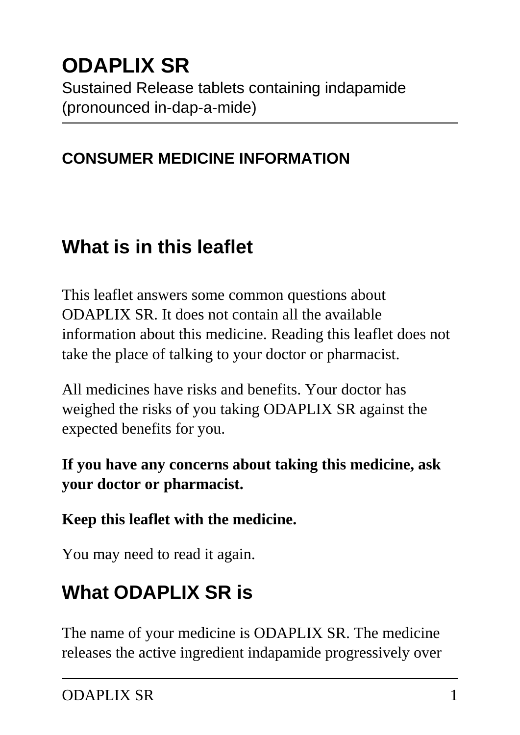# ODAPLIX SR

Sustained Release tablets containing indapamide (pronounced in-dap-a-mide)

**CONSUMER MEDICINE INFORMATION**

## What is in this leaflet

This leaflet answers some common questions about ODAPLIX SR. It does not contain all the available information about this medicine. Reading this leaflet does not take the place of talking to your doctor or pharmacist.

All medicines have risks and benefits. Your doctor has weighed the risks of you taking ODAPLIX SR against the expected benefits for you.

**If you have any concerns about taking this medicine, ask your doctor or pharmacist.**

**Keep this leaflet with the medicine.**

You may need to read it again.

## What ODAPLIX SR is

The name of your medicine is ODAPLIX SR. The medicine releases the active ingredient indapamide progressively over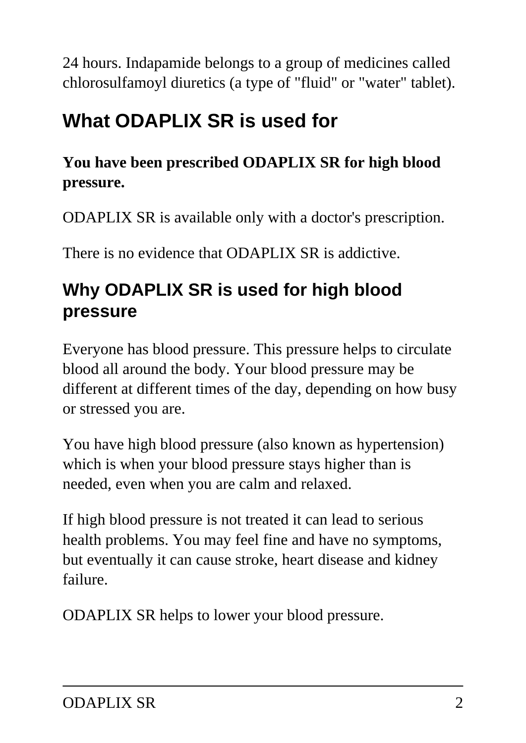24 hours. Indapamide belongs to a group of medicines called chlorosulfamoyl diuretics (a type of "fluid" or "water" tablet).

## What ODAPLIX SR is used for

**You have been prescribed ODAPLIX SR for high blood pressure.**

ODAPLIX SR is available only with a doctor's prescription.

There is no evidence that ODAPLIX SR is addictive.

### Why ODAPLIX SR is used for high blood pressure

Everyone has blood pressure. This pressure helps to circulate blood all around the body. Your blood pressure may be different at different times of the day, depending on how busy or stressed you are.

You have high blood pressure (also known as hypertension) which is when your blood pressure stays higher than is needed, even when you are calm and relaxed.

If high blood pressure is not treated it can lead to serious health problems. You may feel fine and have no symptoms, but eventually it can cause stroke, heart disease and kidney failure.

ODAPLIX SR helps to lower your blood pressure.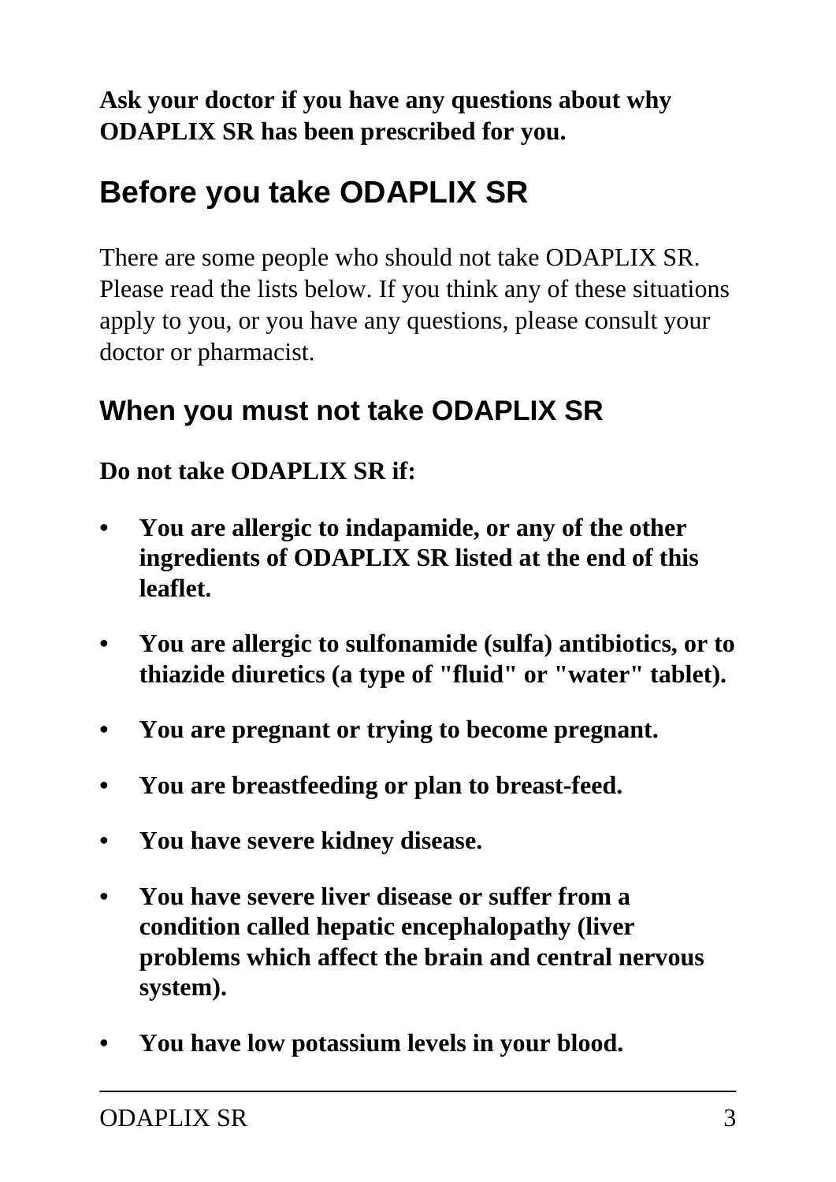**Ask your doctor if you have any questions about why ODAPLIX SR has been prescribed for you.**

## Before you take ODAPLIX SR

There are some people who should not take ODAPLIX SR. Please read the lists below. If you think any of these situations apply to you, or you have any questions, please consult your doctor or pharmacist.

### When you must not take ODAPLIX SR

**Do not take ODAPLIX SR if:**

- **You are allergic to indapamide, or any of the other ingredients of ODAPLIX SR listed at the end of this leaflet.**
- **You are allergic to sulfonamide (sulfa) antibiotics, or to thiazide diuretics (a type of "fluid" or "water" tablet).**
- **You are pregnant or trying to become pregnant.**
- **You are breastfeeding or plan to breast-feed.**
- **You have severe kidney disease.**
- **You have severe liver disease or suffer from a condition called hepatic encephalopathy (liver problems which affect the brain and central nervous system).**
- **You have low potassium levels in your blood.**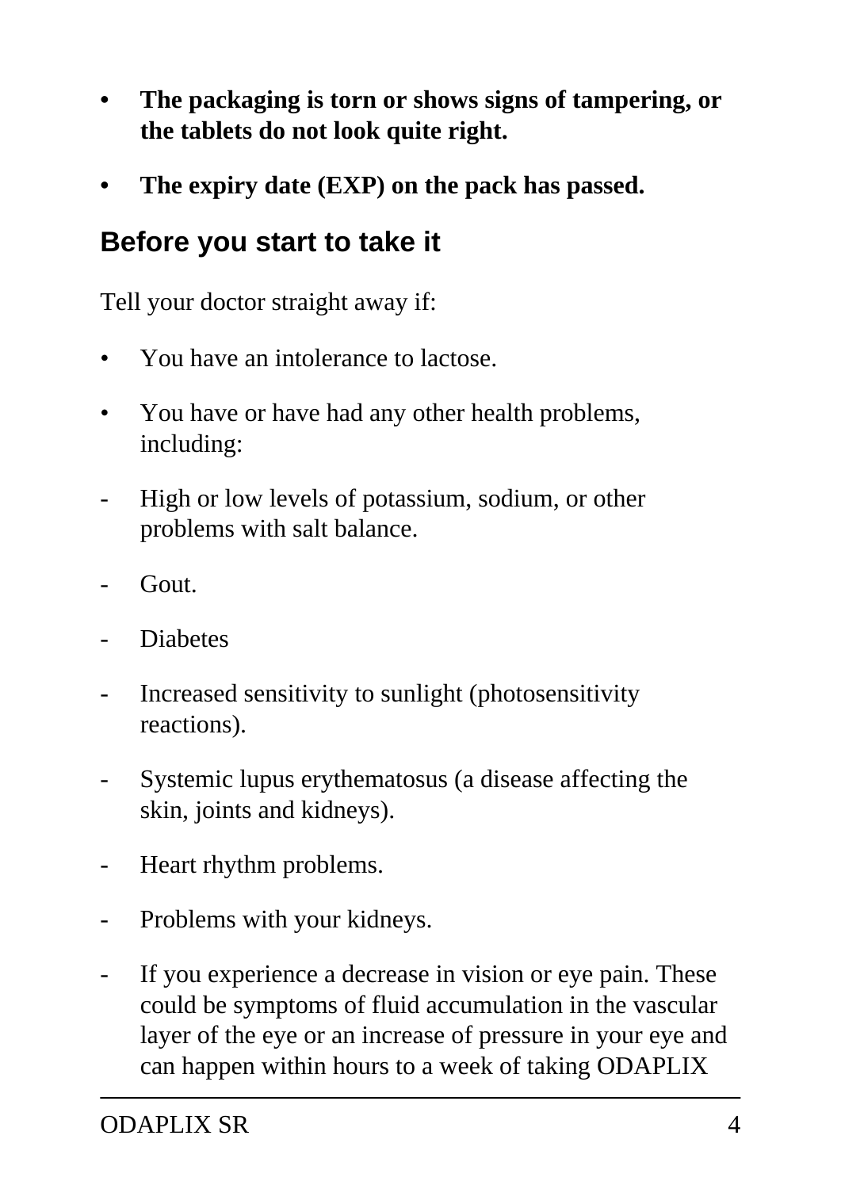- **The packaging is torn or shows signs of tampering, or the tablets do not look quite right.**
- **The expiry date (EXP) on the pack has passed.**

## Before you start to take it

Tell your doctor straight away if:

- You have an intolerance to lactose.
- You have or have had any other health problems, including:

- High or low levels of potassium, sodium, or other problems with salt balance.
- Gout.
- Diabetes
- Increased sensitivity to sunlight (photosensitivity reactions).
- Systemic lupus erythematosus (a disease affecting the skin, joints and kidneys).
- Heart rhythm problems.
- Problems with your kidneys.
- If you experience a decrease in vision or eye pain. These could be symptoms of fluid accumulation in the vascular layer of the eye or an increase of pressure in your eye and can happen within hours to a week of taking ODAPLIX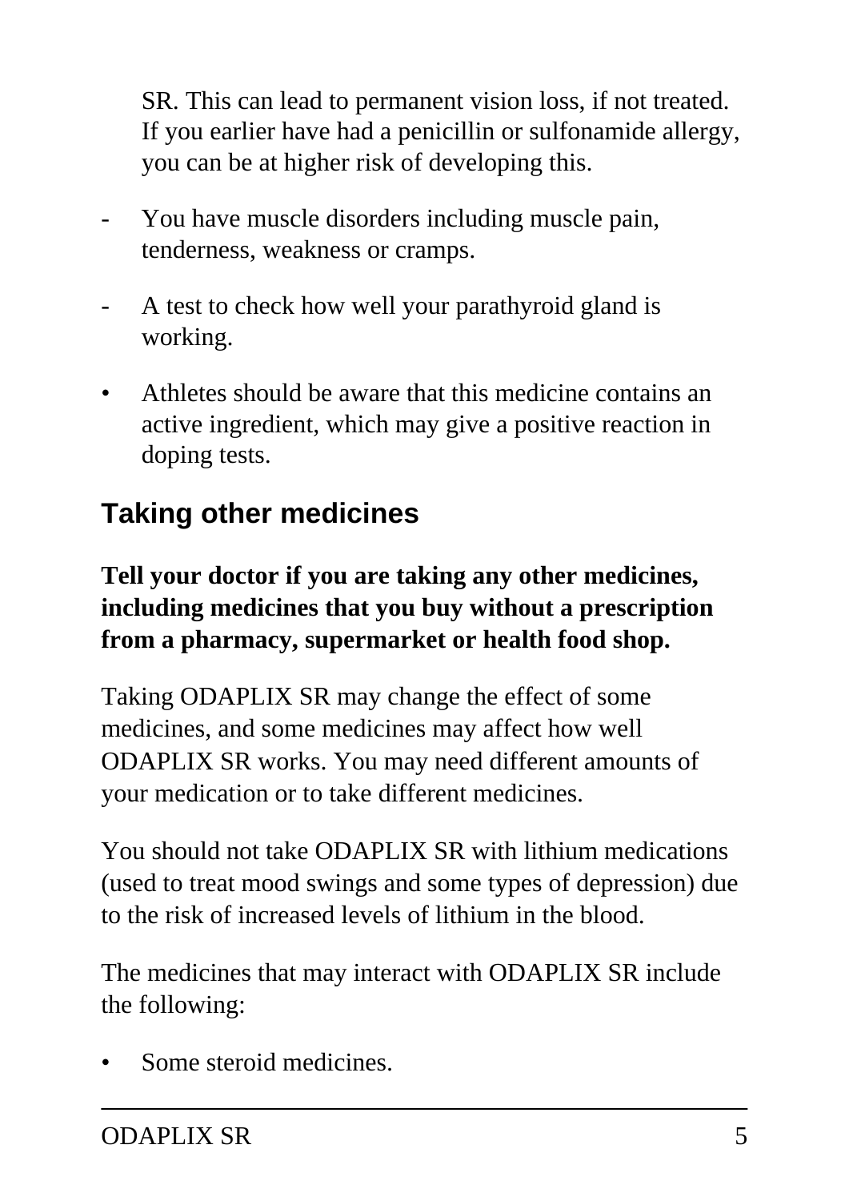SR. This can lead to permanent vision loss, if not treated. If you earlier have had a penicillin or sulfonamide allergy, you can be at higher risk of developing this.

- You have muscle disorders including muscle pain, tenderness, weakness or cramps.
- A test to check how well your parathyroid gland is working.

- Athletes should be aware that this medicine contains an active ingredient, which may give a positive reaction in doping tests.

## Taking other medicines

**Tell your doctor if you are taking any other medicines, including medicines that you buy without a prescription from a pharmacy, supermarket or health food shop.**

Taking ODAPLIX SR may change the effect of some medicines, and some medicines may affect how well ODAPLIX SR works. You may need different amounts of your medication or to take different medicines.

You should not take ODAPLIX SR with lithium medications (used to treat mood swings and some types of depression) due to the risk of increased levels of lithium in the blood.

The medicines that may interact with ODAPLIX SR include the following:

- Some steroid medicines.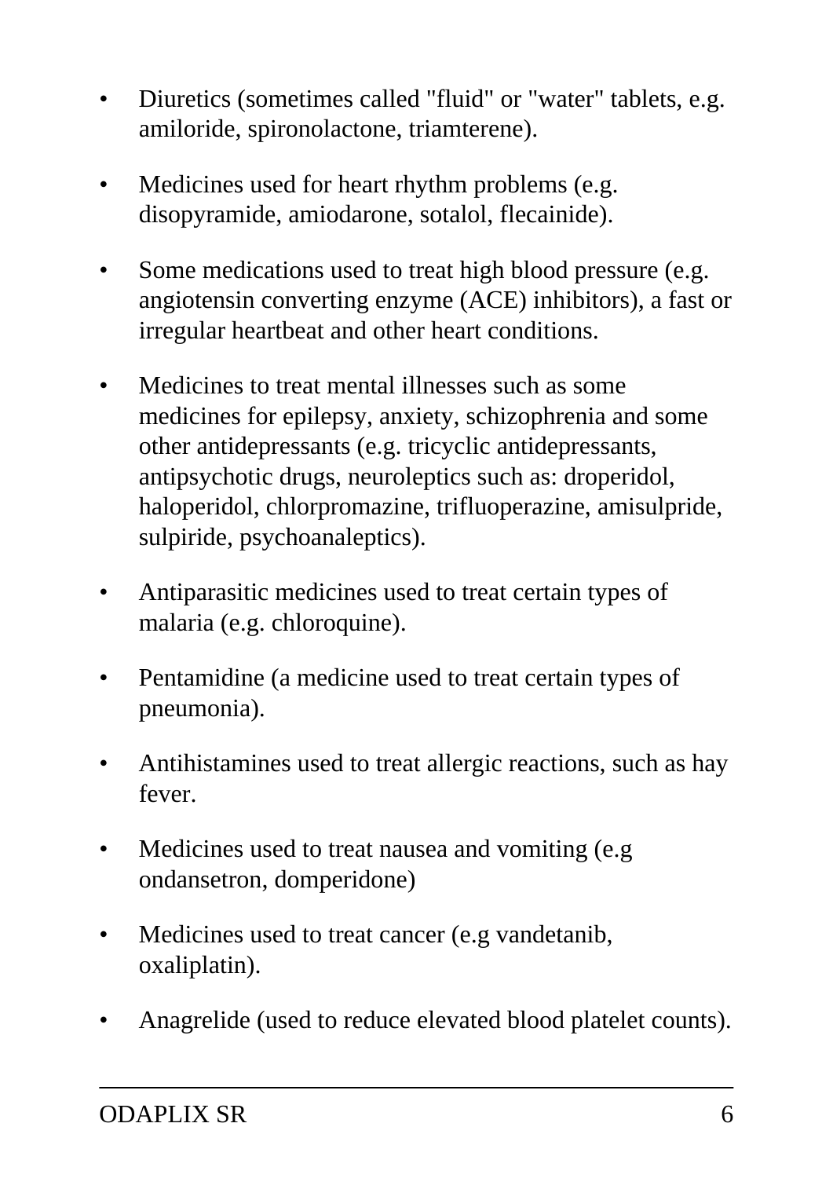- Diuretics (sometimes called "fluid" or "water" tablets, e.g. amiloride, spironolactone, triamterene).
- Medicines used for heart rhythm problems (e.g. disopyramide, amiodarone, sotalol, flecainide).
- Some medications used to treat high blood pressure (e.g. angiotensin converting enzyme (ACE) inhibitors), a fast or irregular heartbeat and other heart conditions.
- Medicines to treat mental illnesses such as some medicines for epilepsy, anxiety, schizophrenia and some other antidepressants (e.g. tricyclic antidepressants, antipsychotic drugs, neuroleptics such as: droperidol, haloperidol, chlorpromazine, trifluoperazine, amisulpride, sulpiride, psychoanaleptics).
- Antiparasitic medicines used to treat certain types of malaria (e.g. chloroquine).
- Pentamidine (a medicine used to treat certain types of pneumonia).
- Antihistamines used to treat allergic reactions, such as hay fever.
- Medicines used to treat nausea and vomiting (e.g ondansetron, domperidone)
- Medicines used to treat cancer (e.g vandetanib, oxaliplatin).
- Anagrelide (used to reduce elevated blood platelet counts).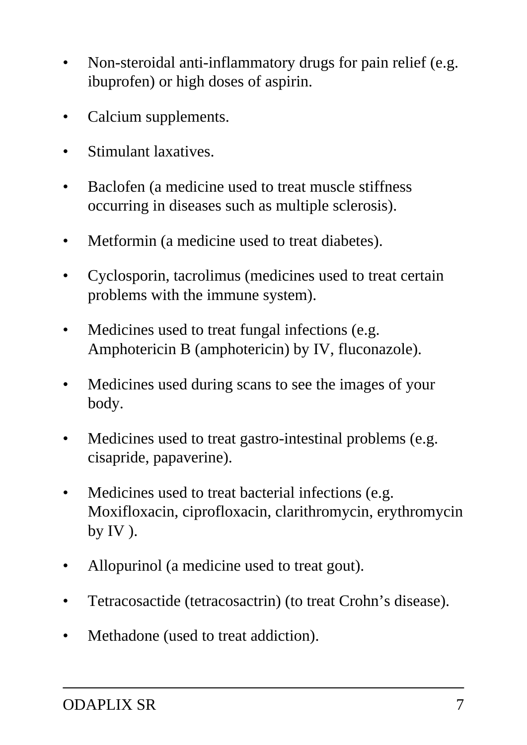- Non-steroidal anti-inflammatory drugs for pain relief (e.g. ibuprofen) or high doses of aspirin.
- Calcium supplements.
- Stimulant laxatives.
- Baclofen (a medicine used to treat muscle stiffness occurring in diseases such as multiple sclerosis).
- Metformin (a medicine used to treat diabetes).
- Cyclosporin, tacrolimus (medicines used to treat certain problems with the immune system).
- Medicines used to treat fungal infections (e.g. Amphotericin B (amphotericin) by IV, fluconazole).
- Medicines used during scans to see the images of your body.
- Medicines used to treat gastro-intestinal problems (e.g. cisapride, papaverine).
- Medicines used to treat bacterial infections (e.g. Moxifloxacin, ciprofloxacin, clarithromycin, erythromycin by IV ).
- Allopurinol (a medicine used to treat gout).
- Tetracosactide (tetracosactrin) (to treat Crohn’s disease).
- Methadone (used to treat addiction).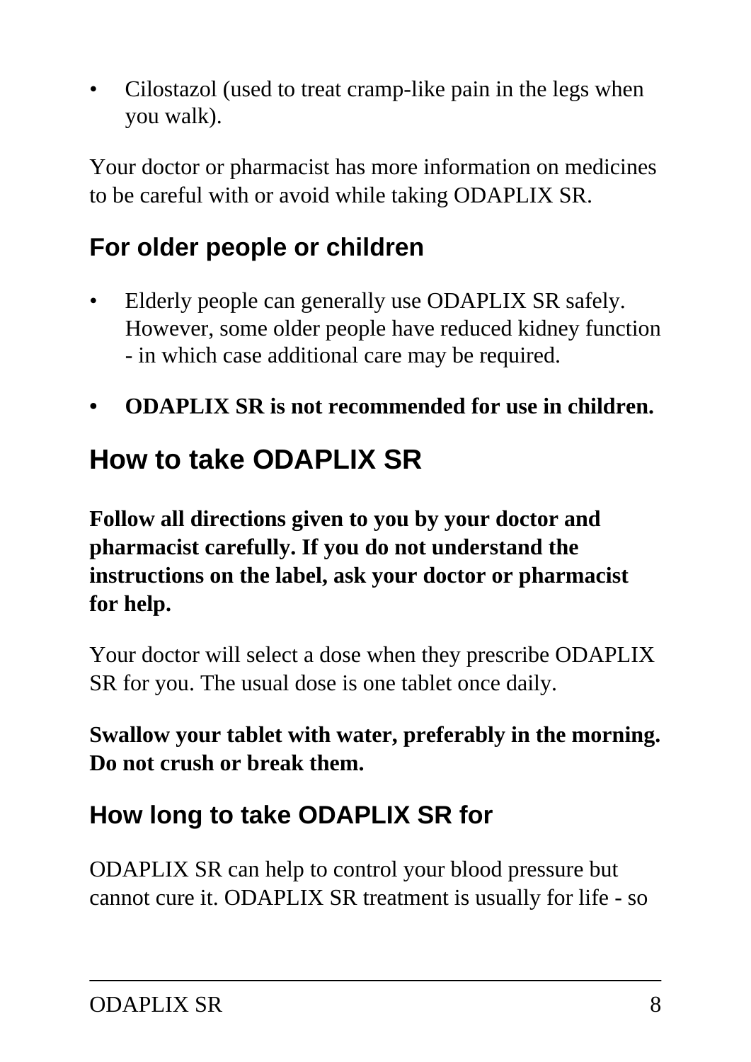- Cilostazol (used to treat cramp-like pain in the legs when you walk).

Your doctor or pharmacist has more information on medicines to be careful with or avoid while taking ODAPLIX SR.

### For older people or children

- Elderly people can generally use ODAPLIX SR safely. However, some older people have reduced kidney function - in which case additional care may be required.
- **ODAPLIX SR is not recommended for use in children.**

## How to take ODAPLIX SR

**Follow all directions given to you by your doctor and pharmacist carefully. If you do not understand the instructions on the label, ask your doctor or pharmacist for help.**

Your doctor will select a dose when they prescribe ODAPLIX SR for you. The usual dose is one tablet once daily.

**Swallow your tablet with water, preferably in the morning. Do not crush or break them.**

### How long to take ODAPLIX SR for

ODAPLIX SR can help to control your blood pressure but cannot cure it. ODAPLIX SR treatment is usually for life - so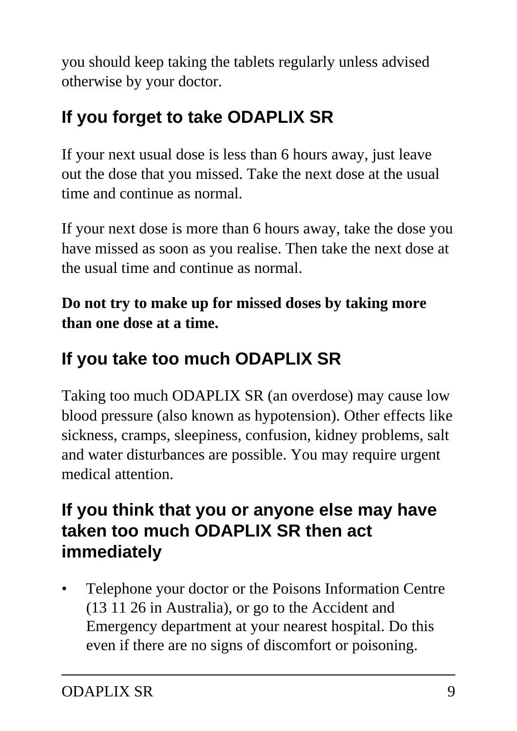you should keep taking the tablets regularly unless advised otherwise by your doctor.

## If you forget to take ODAPLIX SR

If your next usual dose is less than 6 hours away, just leave out the dose that you missed. Take the next dose at the usual time and continue as normal.

If your next dose is more than 6 hours away, take the dose you have missed as soon as you realise. Then take the next dose at the usual time and continue as normal.

**Do not try to make up for missed doses by taking more than one dose at a time.**

## If you take too much ODAPLIX SR

Taking too much ODAPLIX SR (an overdose) may cause low blood pressure (also known as hypotension). Other effects like sickness, cramps, sleepiness, confusion, kidney problems, salt and water disturbances are possible. You may require urgent medical attention.

## If you think that you or anyone else may have taken too much ODAPLIX SR then act immediately

- Telephone your doctor or the Poisons Information Centre (13 11 26 in Australia), or go to the Accident and Emergency department at your nearest hospital. Do this even if there are no signs of discomfort or poisoning.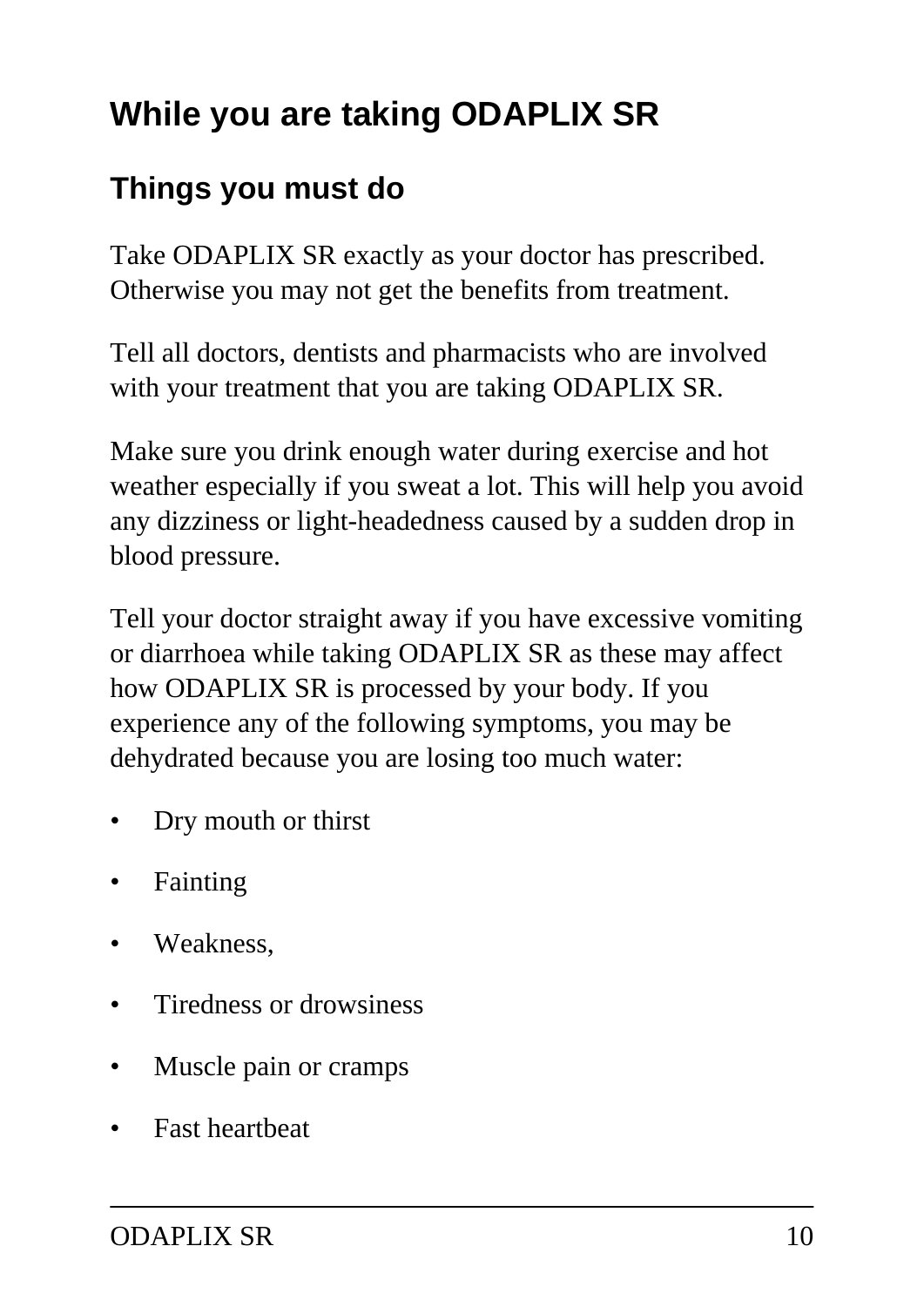# While you are taking ODAPLIX SR

## Things you must do

Take ODAPLIX SR exactly as your doctor has prescribed. Otherwise you may not get the benefits from treatment.

Tell all doctors, dentists and pharmacists who are involved with your treatment that you are taking ODAPLIX SR.

Make sure you drink enough water during exercise and hot weather especially if you sweat a lot. This will help you avoid any dizziness or light-headedness caused by a sudden drop in blood pressure.

Tell your doctor straight away if you have excessive vomiting or diarrhoea while taking ODAPLIX SR as these may affect how ODAPLIX SR is processed by your body. If you experience any of the following symptoms, you may be dehydrated because you are losing too much water:

- Dry mouth or thirst
- Fainting
- Weakness,
- Tiredness or drowsiness
- Muscle pain or cramps
- Fast heartbeat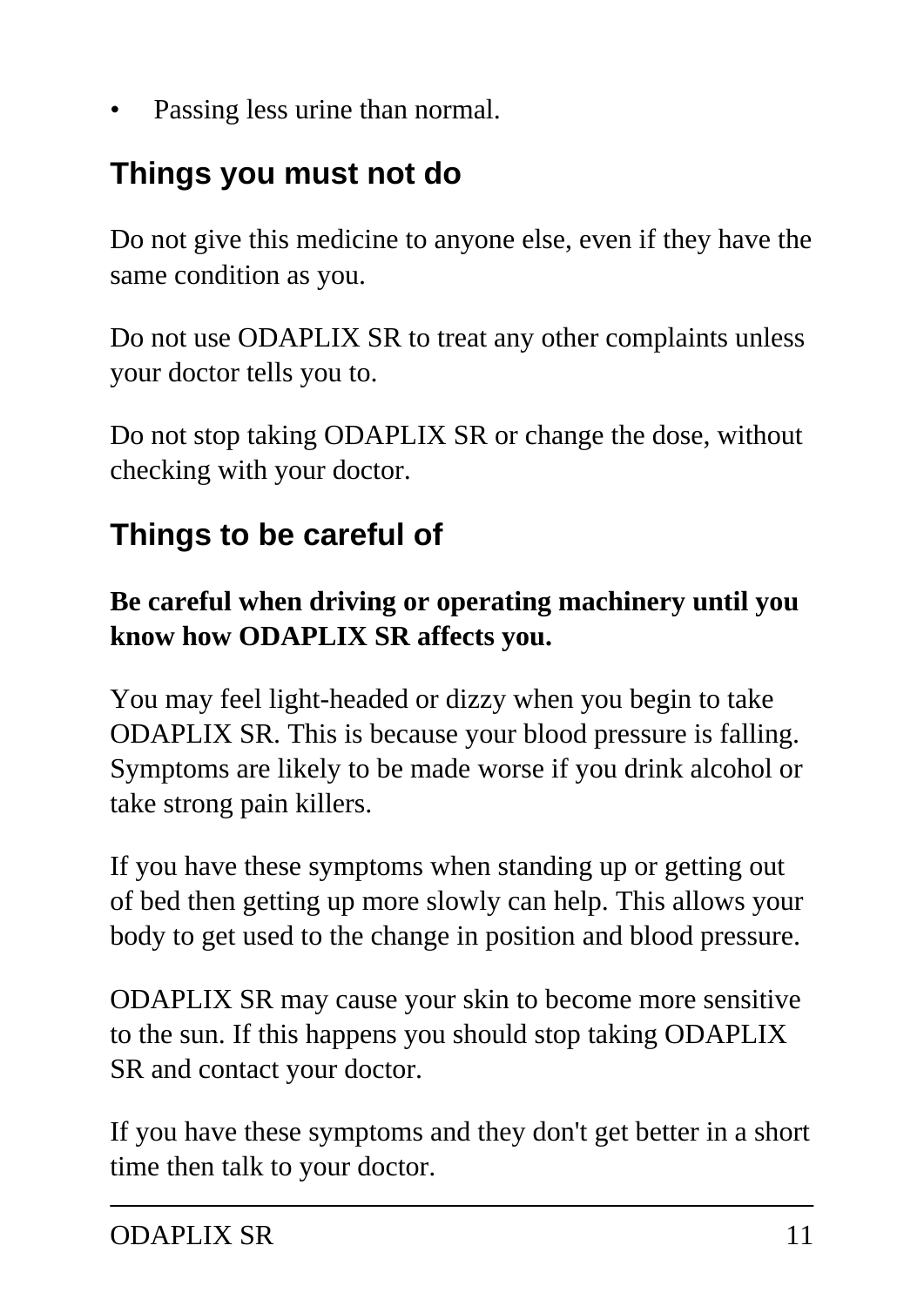- Passing less urine than normal.

## Things you must not do

Do not give this medicine to anyone else, even if they have the same condition as you.

Do not use ODAPLIX SR to treat any other complaints unless your doctor tells you to.

Do not stop taking ODAPLIX SR or change the dose, without checking with your doctor.

## Things to be careful of

**Be careful when driving or operating machinery until you know how ODAPLIX SR affects you.**

You may feel light-headed or dizzy when you begin to take ODAPLIX SR. This is because your blood pressure is falling. Symptoms are likely to be made worse if you drink alcohol or take strong pain killers.

If you have these symptoms when standing up or getting out of bed then getting up more slowly can help. This allows your body to get used to the change in position and blood pressure.

ODAPLIX SR may cause your skin to become more sensitive to the sun. If this happens you should stop taking ODAPLIX SR and contact your doctor.

If you have these symptoms and they don't get better in a short time then talk to your doctor.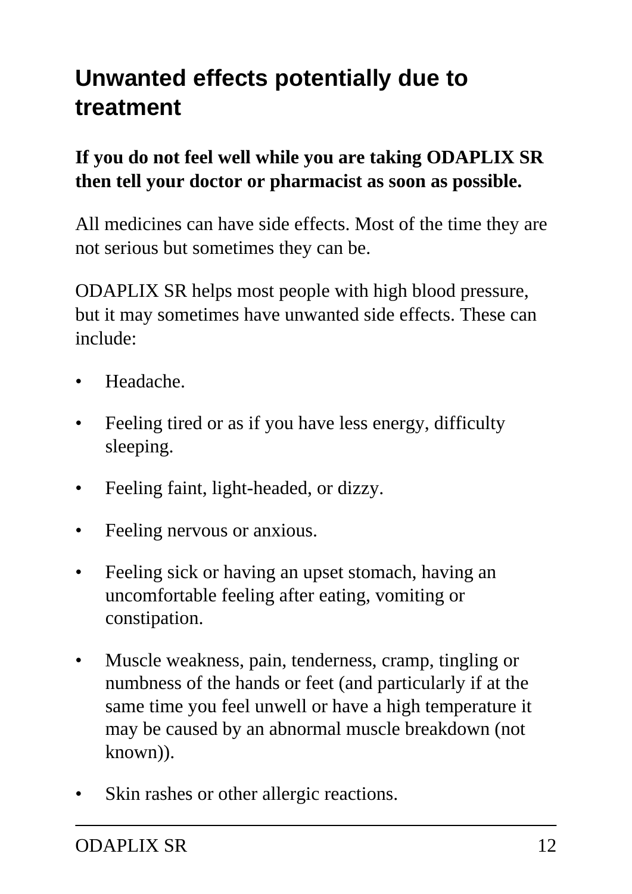## Unwanted effects potentially due to treatment

**If you do not feel well while you are taking ODAPLIX SR then tell your doctor or pharmacist as soon as possible.**

All medicines can have side effects. Most of the time they are not serious but sometimes they can be.

ODAPLIX SR helps most people with high blood pressure, but it may sometimes have unwanted side effects. These can include:

- Headache.
- Feeling tired or as if you have less energy, difficulty sleeping.
- Feeling faint, light-headed, or dizzy.
- Feeling nervous or anxious.
- Feeling sick or having an upset stomach, having an uncomfortable feeling after eating, vomiting or constipation.
- Muscle weakness, pain, tenderness, cramp, tingling or numbness of the hands or feet (and particularly if at the same time you feel unwell or have a high temperature it may be caused by an abnormal muscle breakdown (not known)).
- Skin rashes or other allergic reactions.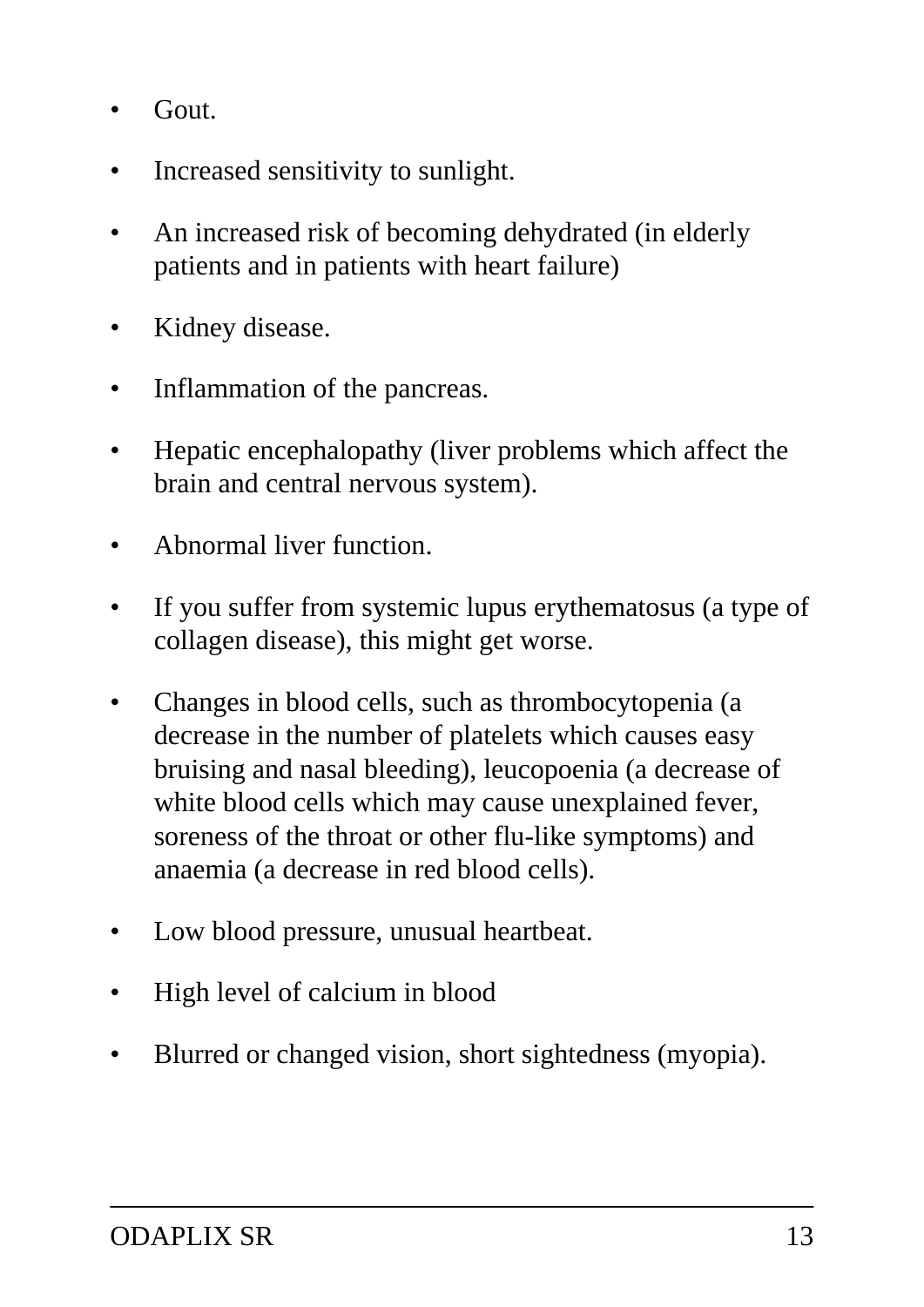- Gout.
- Increased sensitivity to sunlight.
- An increased risk of becoming dehydrated (in elderly patients and in patients with heart failure)
- Kidney disease.
- Inflammation of the pancreas.
- Hepatic encephalopathy (liver problems which affect the brain and central nervous system).
- Abnormal liver function.
- If you suffer from systemic lupus erythematosus (a type of collagen disease), this might get worse.
- Changes in blood cells, such as thrombocytopenia (a decrease in the number of platelets which causes easy bruising and nasal bleeding), leucopoenia (a decrease of white blood cells which may cause unexplained fever, soreness of the throat or other flu-like symptoms) and anaemia (a decrease in red blood cells).
- Low blood pressure, unusual heartbeat.
- High level of calcium in blood
- Blurred or changed vision, short sightedness (myopia).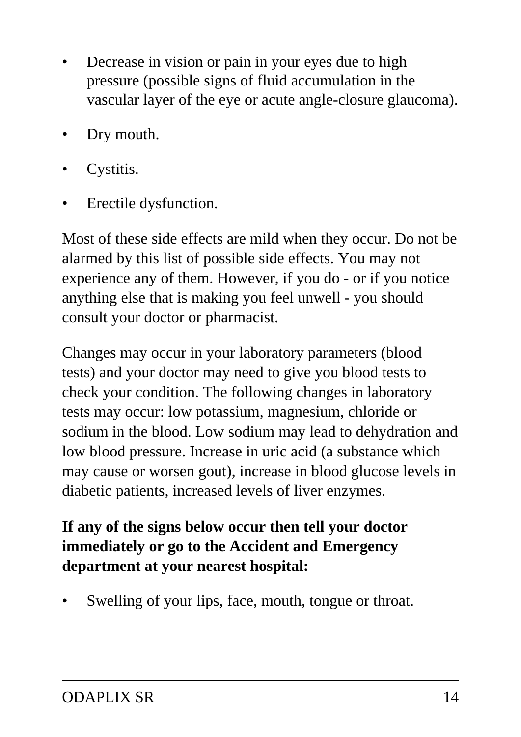- Decrease in vision or pain in your eyes due to high pressure (possible signs of fluid accumulation in the vascular layer of the eye or acute angle-closure glaucoma).
- Dry mouth.
- Cystitis.
- Erectile dysfunction.

Most of these side effects are mild when they occur. Do not be alarmed by this list of possible side effects. You may not experience any of them. However, if you do - or if you notice anything else that is making you feel unwell - you should consult your doctor or pharmacist.

Changes may occur in your laboratory parameters (blood tests) and your doctor may need to give you blood tests to check your condition. The following changes in laboratory tests may occur: low potassium, magnesium, chloride or sodium in the blood. Low sodium may lead to dehydration and low blood pressure. Increase in uric acid (a substance which may cause or worsen gout), increase in blood glucose levels in diabetic patients, increased levels of liver enzymes.

**If any of the signs below occur then tell your doctor immediately or go to the Accident and Emergency department at your nearest hospital:**

- Swelling of your lips, face, mouth, tongue or throat.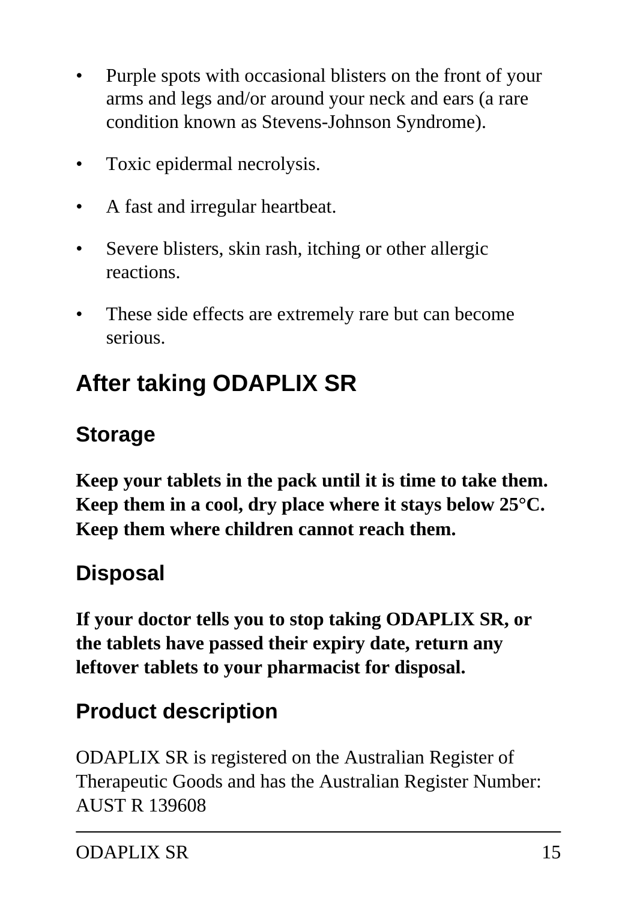- Purple spots with occasional blisters on the front of your arms and legs and/or around your neck and ears (a rare condition known as Stevens-Johnson Syndrome).
- Toxic epidermal necrolysis.
- A fast and irregular heartbeat.
- Severe blisters, skin rash, itching or other allergic reactions.
- These side effects are extremely rare but can become serious.

## After taking ODAPLIX SR

### Storage

**Keep your tablets in the pack until it is time to take them. Keep them in a cool, dry place where it stays below 25°C. Keep them where children cannot reach them.**

### Disposal

**If your doctor tells you to stop taking ODAPLIX SR, or the tablets have passed their expiry date, return any leftover tablets to your pharmacist for disposal.**

### Product description

ODAPLIX SR is registered on the Australian Register of Therapeutic Goods and has the Australian Register Number: AUST R 139608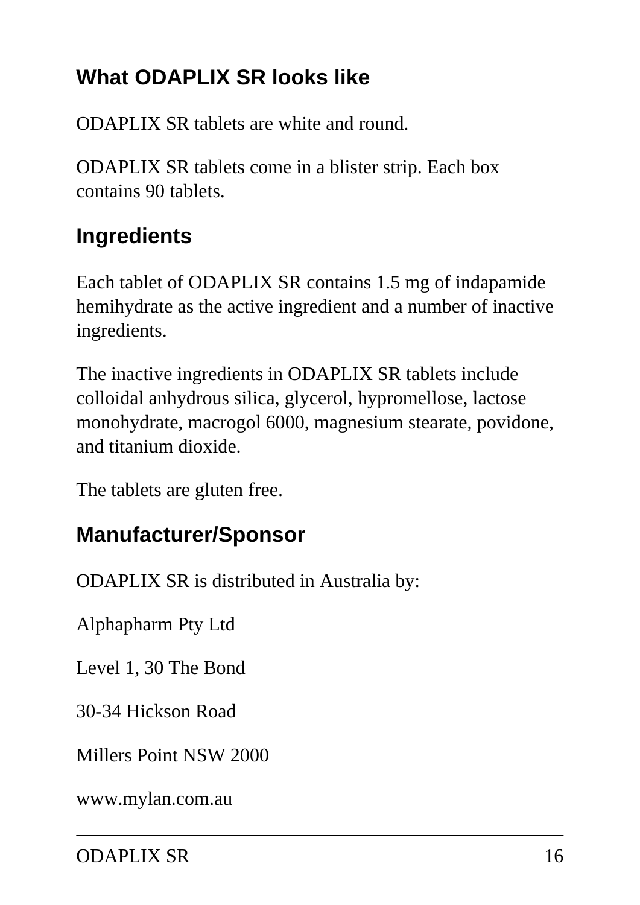## What ODAPLIX SR looks like

ODAPLIX SR tablets are white and round.

ODAPLIX SR tablets come in a blister strip. Each box contains 90 tablets.

## Ingredients

Each tablet of ODAPLIX SR contains 1.5 mg of indapamide hemihydrate as the active ingredient and a number of inactive ingredients.

The inactive ingredients in ODAPLIX SR tablets include colloidal anhydrous silica, glycerol, hypromellose, lactose monohydrate, macrogol 6000, magnesium stearate, povidone, and titanium dioxide.

The tablets are gluten free.

## Manufacturer/Sponsor

ODAPLIX SR is distributed in Australia by:

Alphapharm Pty Ltd

Level 1, 30 The Bond

30-34 Hickson Road

Millers Point NSW 2000

www.mylan.com.au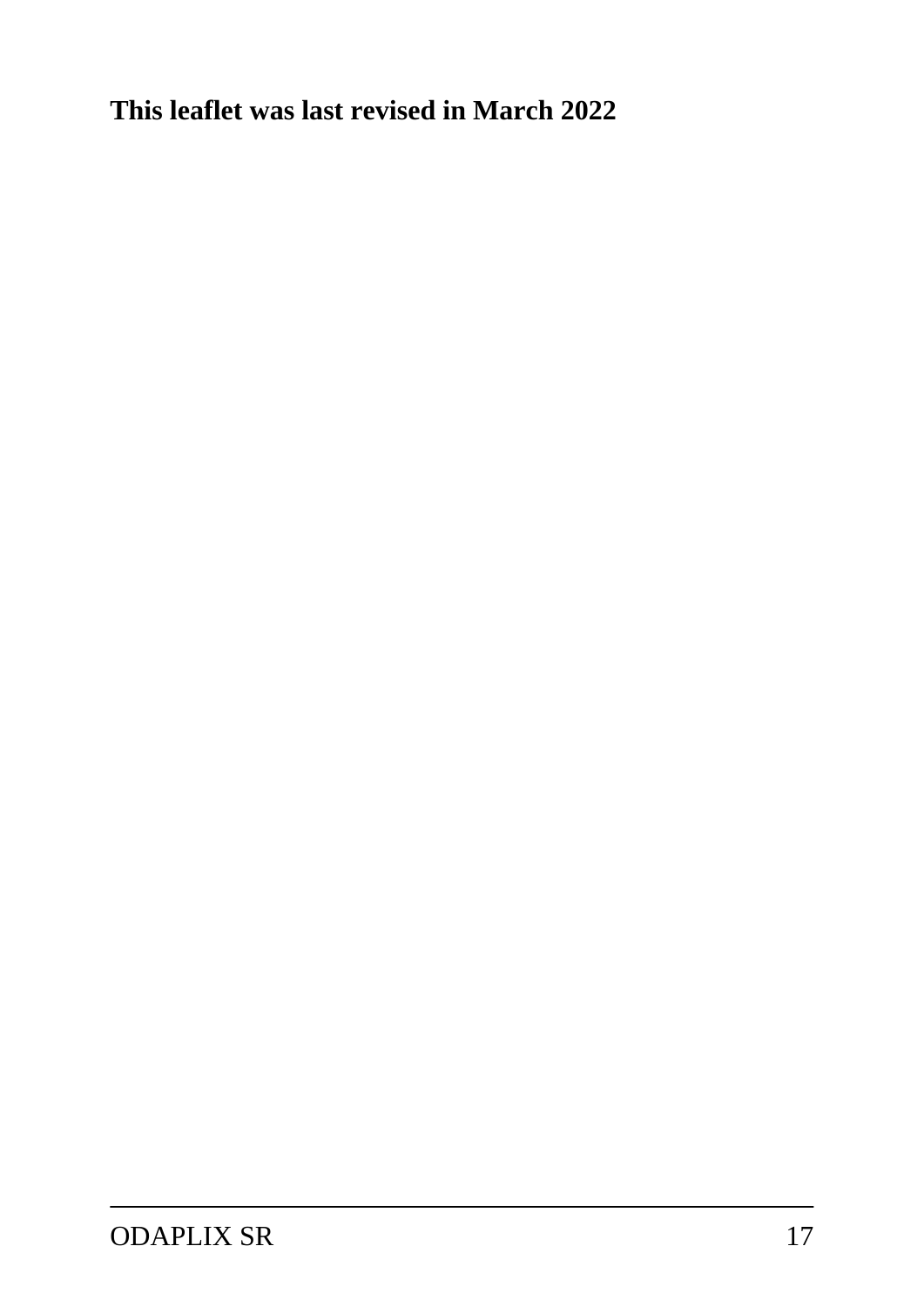**This leaflet was last revised in March 2022**